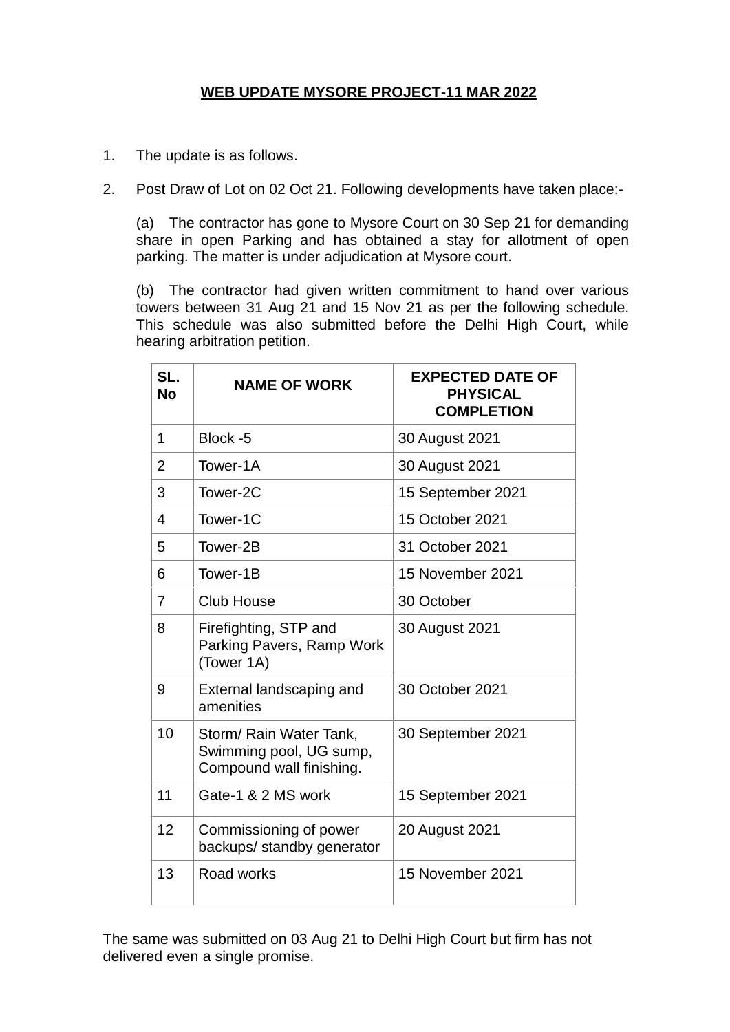**WEB UPDATE MYSORE PROJECT-11 MAR 2022**

1. The update is as follows.

2. Post Draw of Lot on 02 Oct 21. Following developments have taken place:-

    (a) The contractor has gone to Mysore Court on 30 Sep 21 for demanding share in open Parking and has obtained a stay for allotment of open parking. The matter is under adjudication at Mysore court.

    (b) The contractor had given written commitment to hand over various towers between 31 Aug 21 and 15 Nov 21 as per the following schedule. This schedule was also submitted before the Delhi High Court, while hearing arbitration petition.

| SL. No | NAME OF WORK | EXPECTED DATE OF PHYSICAL COMPLETION |
|---|---|---|
| 1 | Block -5 | 30 August 2021 |
| 2 | Tower-1A | 30 August 2021 |
| 3 | Tower-2C | 15 September 2021 |
| 4 | Tower-1C | 15 October 2021 |
| 5 | Tower-2B | 31 October 2021 |
| 6 | Tower-1B | 15 November 2021 |
| 7 | Club House | 30 October |
| 8 | Firefighting, STP and Parking Pavers, Ramp Work (Tower 1A) | 30 August 2021 |
| 9 | External landscaping and amenities | 30 October 2021 |
| 10 | Storm/ Rain Water Tank, Swimming pool, UG sump, Compound wall finishing. | 30 September 2021 |
| 11 | Gate-1 & 2 MS work | 15 September 2021 |
| 12 | Commissioning of power backups/ standby generator | 20 August 2021 |
| 13 | Road works | 15 November 2021 |

The same was submitted on 03 Aug 21 to Delhi High Court but firm has not delivered even a single promise.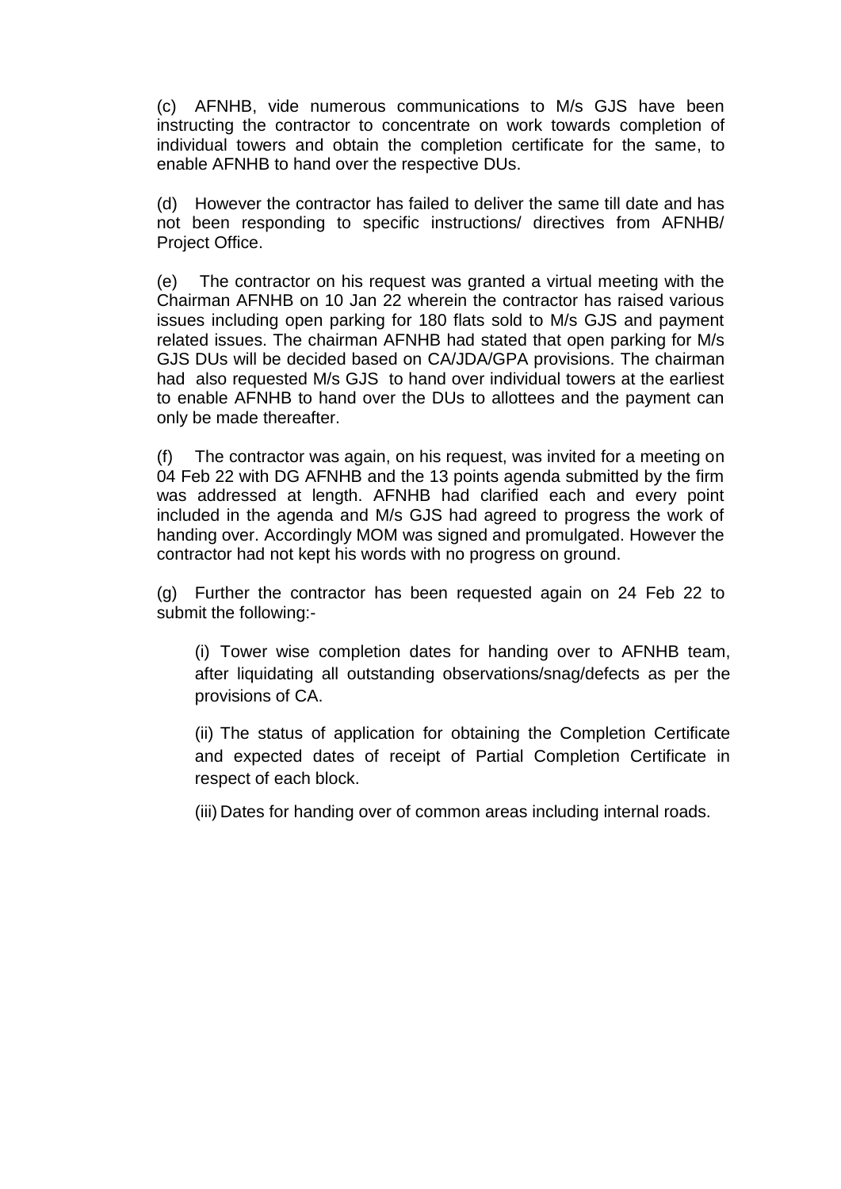(c) AFNHB, vide numerous communications to M/s GJS have been instructing the contractor to concentrate on work towards completion of individual towers and obtain the completion certificate for the same, to enable AFNHB to hand over the respective DUs.

(d) However the contractor has failed to deliver the same till date and has not been responding to specific instructions/ directives from AFNHB/ Project Office.

(e) The contractor on his request was granted a virtual meeting with the Chairman AFNHB on 10 Jan 22 wherein the contractor has raised various issues including open parking for 180 flats sold to M/s GJS and payment related issues. The chairman AFNHB had stated that open parking for M/s GJS DUs will be decided based on CA/JDA/GPA provisions. The chairman had also requested M/s GJS to hand over individual towers at the earliest to enable AFNHB to hand over the DUs to allottees and the payment can only be made thereafter.

(f) The contractor was again, on his request, was invited for a meeting on 04 Feb 22 with DG AFNHB and the 13 points agenda submitted by the firm was addressed at length. AFNHB had clarified each and every point included in the agenda and M/s GJS had agreed to progress the work of handing over. Accordingly MOM was signed and promulgated. However the contractor had not kept his words with no progress on ground.

(g) Further the contractor has been requested again on 24 Feb 22 to submit the following:-

(i) Tower wise completion dates for handing over to AFNHB team, after liquidating all outstanding observations/snag/defects as per the provisions of CA.

(ii) The status of application for obtaining the Completion Certificate and expected dates of receipt of Partial Completion Certificate in respect of each block.

(iii) Dates for handing over of common areas including internal roads.